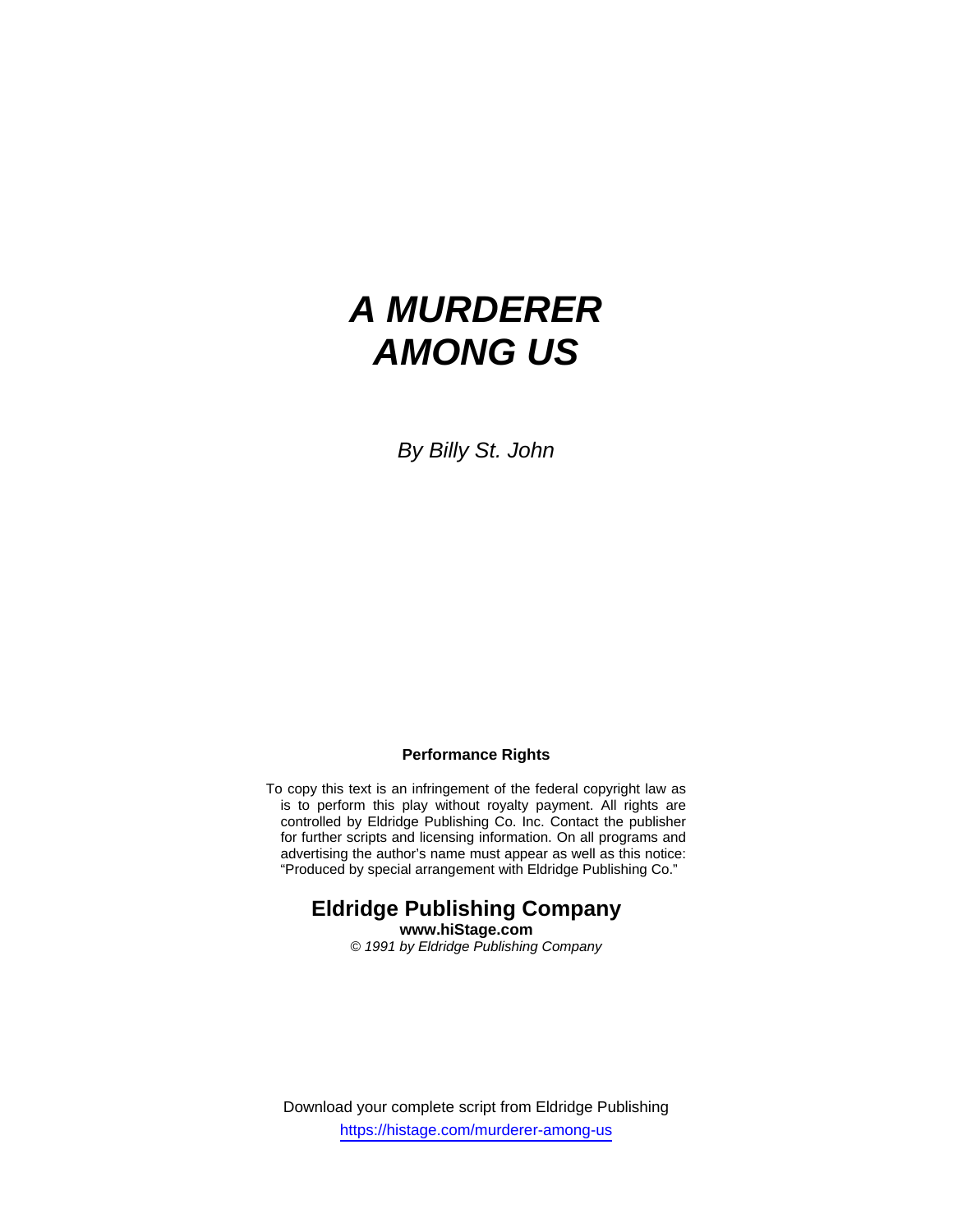# *A MURDERER AMONG US*

*By Billy St. John*

**Performance Rights**

To copy this text is an infringement of the federal copyright law as is to perform this play without royalty payment. All rights are controlled by Eldridge Publishing Co. Inc. Contact the publisher for further scripts and licensing information. On all programs and advertising the author's name must appear as well as this notice: "Produced by special arrangement with Eldridge Publishing Co."

**Eldridge Publishing Company**
**www.hiStage.com**
*© 1991 by Eldridge Publishing Company*

Download your complete script from Eldridge Publishing
https://histage.com/murderer-among-us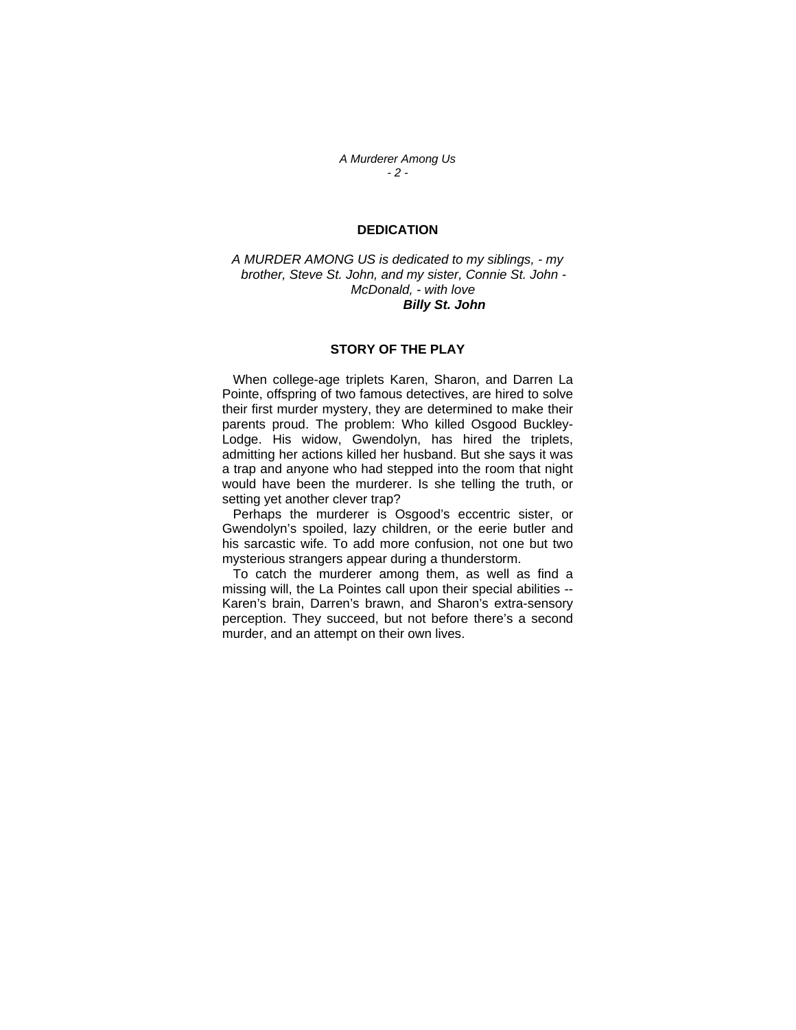## DEDICATION

*A MURDER AMONG US is dedicated to my siblings, - my brother, Steve St. John, and my sister, Connie St. John - McDonald, - with love*

***Billy St. John***

## STORY OF THE PLAY

When college-age triplets Karen, Sharon, and Darren La Pointe, offspring of two famous detectives, are hired to solve their first murder mystery, they are determined to make their parents proud. The problem: Who killed Osgood Buckley-Lodge. His widow, Gwendolyn, has hired the triplets, admitting her actions killed her husband. But she says it was a trap and anyone who had stepped into the room that night would have been the murderer. Is she telling the truth, or setting yet another clever trap?

Perhaps the murderer is Osgood's eccentric sister, or Gwendolyn's spoiled, lazy children, or the eerie butler and his sarcastic wife. To add more confusion, not one but two mysterious strangers appear during a thunderstorm.

To catch the murderer among them, as well as find a missing will, the La Pointes call upon their special abilities -- Karen's brain, Darren's brawn, and Sharon's extra-sensory perception. They succeed, but not before there's a second murder, and an attempt on their own lives.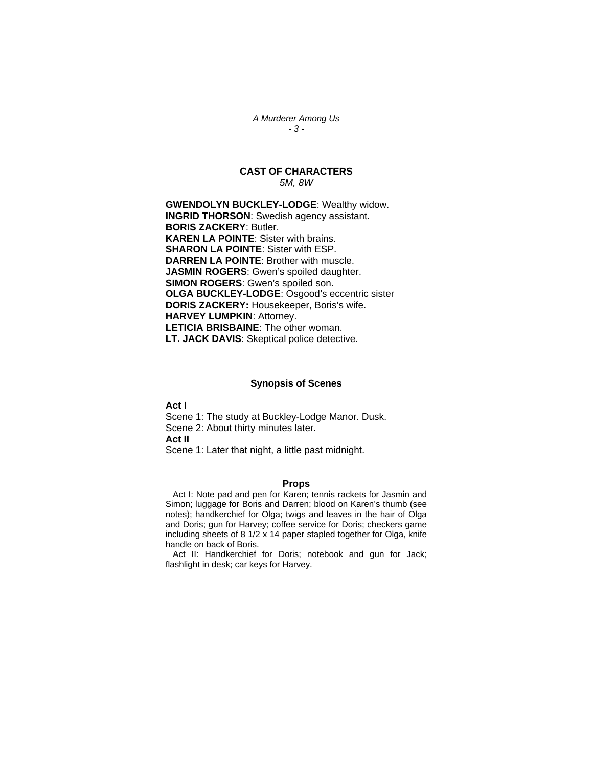## CAST OF CHARACTERS

*5M, 8W*

**GWENDOLYN BUCKLEY-LODGE**: Wealthy widow.
**INGRID THORSON**: Swedish agency assistant.
**BORIS ZACKERY**: Butler.
**KAREN LA POINTE**: Sister with brains.
**SHARON LA POINTE**: Sister with ESP.
**DARREN LA POINTE**: Brother with muscle.
**JASMIN ROGERS**: Gwen's spoiled daughter.
**SIMON ROGERS**: Gwen's spoiled son.
**OLGA BUCKLEY-LODGE**: Osgood's eccentric sister
**DORIS ZACKERY:** Housekeeper, Boris's wife.
**HARVEY LUMPKIN**: Attorney.
**LETICIA BRISBAINE**: The other woman.
**LT. JACK DAVIS**: Skeptical police detective.

## Synopsis of Scenes

**Act I**
Scene 1: The study at Buckley-Lodge Manor. Dusk.
Scene 2: About thirty minutes later.
**Act II**
Scene 1: Later that night, a little past midnight.

## Props

Act I: Note pad and pen for Karen; tennis rackets for Jasmin and Simon; luggage for Boris and Darren; blood on Karen's thumb (see notes); handkerchief for Olga; twigs and leaves in the hair of Olga and Doris; gun for Harvey; coffee service for Doris; checkers game including sheets of 8 1/2 x 14 paper stapled together for Olga, knife handle on back of Boris.

Act II: Handkerchief for Doris; notebook and gun for Jack; flashlight in desk; car keys for Harvey.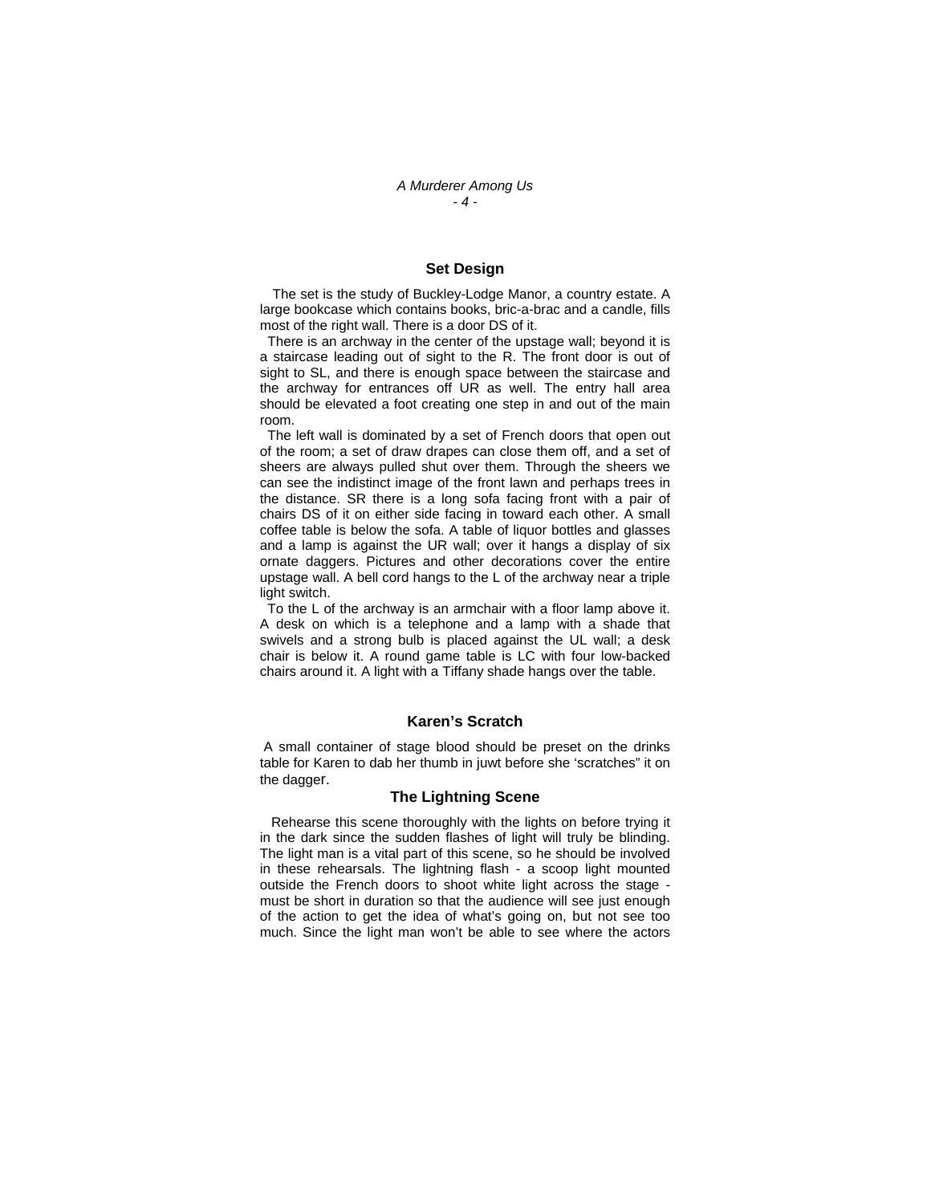## Set Design

The set is the study of Buckley-Lodge Manor, a country estate. A large bookcase which contains books, bric-a-brac and a candle, fills most of the right wall. There is a door DS of it.

There is an archway in the center of the upstage wall; beyond it is a staircase leading out of sight to the R. The front door is out of sight to SL, and there is enough space between the staircase and the archway for entrances off UR as well. The entry hall area should be elevated a foot creating one step in and out of the main room.

The left wall is dominated by a set of French doors that open out of the room; a set of draw drapes can close them off, and a set of sheers are always pulled shut over them. Through the sheers we can see the indistinct image of the front lawn and perhaps trees in the distance. SR there is a long sofa facing front with a pair of chairs DS of it on either side facing in toward each other. A small coffee table is below the sofa. A table of liquor bottles and glasses and a lamp is against the UR wall; over it hangs a display of six ornate daggers. Pictures and other decorations cover the entire upstage wall. A bell cord hangs to the L of the archway near a triple light switch.

To the L of the archway is an armchair with a floor lamp above it. A desk on which is a telephone and a lamp with a shade that swivels and a strong bulb is placed against the UL wall; a desk chair is below it. A round game table is LC with four low-backed chairs around it. A light with a Tiffany shade hangs over the table.

## Karen's Scratch

A small container of stage blood should be preset on the drinks table for Karen to dab her thumb in juwt before she 'scratches" it on the dagger.

## The Lightning Scene

Rehearse this scene thoroughly with the lights on before trying it in the dark since the sudden flashes of light will truly be blinding. The light man is a vital part of this scene, so he should be involved in these rehearsals. The lightning flash - a scoop light mounted outside the French doors to shoot white light across the stage - must be short in duration so that the audience will see just enough of the action to get the idea of what's going on, but not see too much. Since the light man won't be able to see where the actors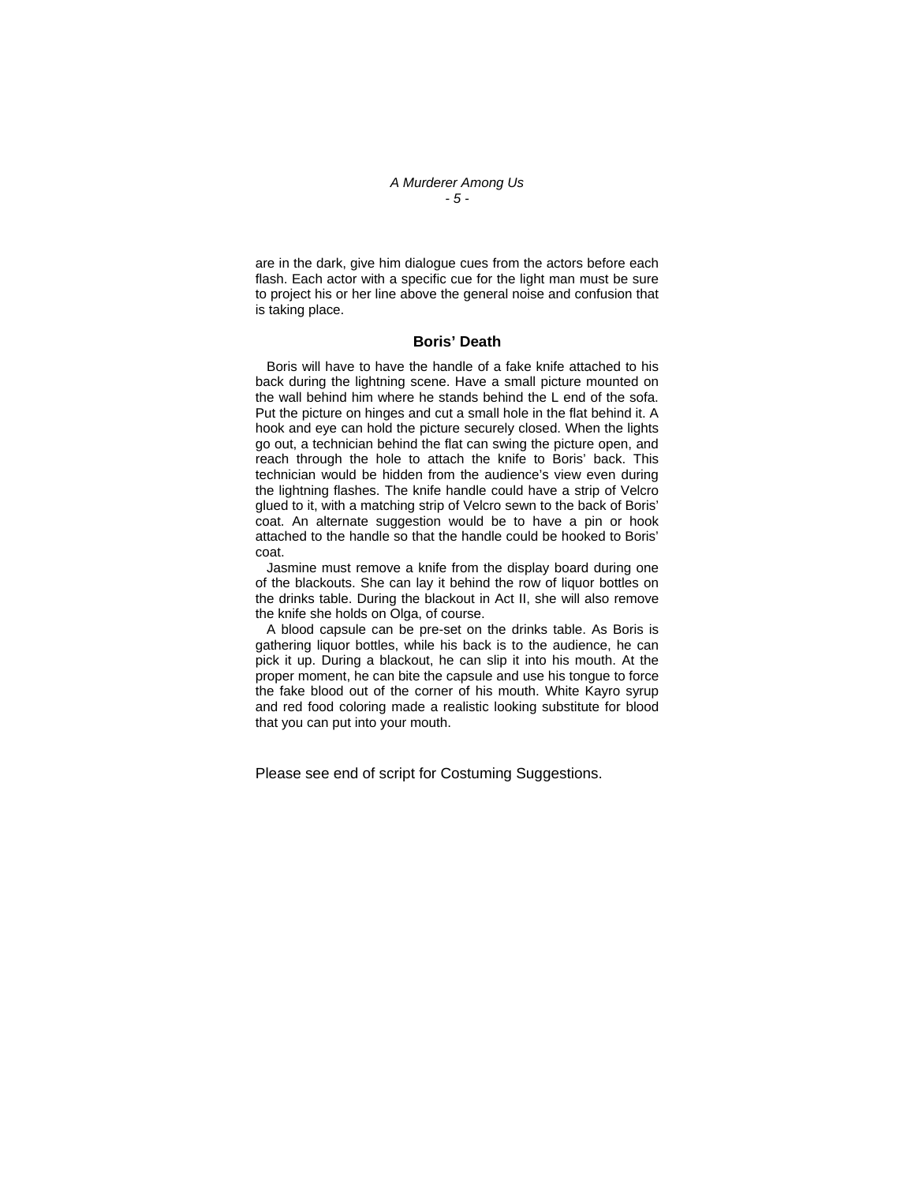are in the dark, give him dialogue cues from the actors before each flash. Each actor with a specific cue for the light man must be sure to project his or her line above the general noise and confusion that is taking place.

## Boris' Death

Boris will have to have the handle of a fake knife attached to his back during the lightning scene. Have a small picture mounted on the wall behind him where he stands behind the L end of the sofa. Put the picture on hinges and cut a small hole in the flat behind it. A hook and eye can hold the picture securely closed. When the lights go out, a technician behind the flat can swing the picture open, and reach through the hole to attach the knife to Boris' back. This technician would be hidden from the audience's view even during the lightning flashes. The knife handle could have a strip of Velcro glued to it, with a matching strip of Velcro sewn to the back of Boris' coat. An alternate suggestion would be to have a pin or hook attached to the handle so that the handle could be hooked to Boris' coat.

Jasmine must remove a knife from the display board during one of the blackouts. She can lay it behind the row of liquor bottles on the drinks table. During the blackout in Act II, she will also remove the knife she holds on Olga, of course.

A blood capsule can be pre-set on the drinks table. As Boris is gathering liquor bottles, while his back is to the audience, he can pick it up. During a blackout, he can slip it into his mouth. At the proper moment, he can bite the capsule and use his tongue to force the fake blood out of the corner of his mouth. White Kayro syrup and red food coloring made a realistic looking substitute for blood that you can put into your mouth.

Please see end of script for Costuming Suggestions.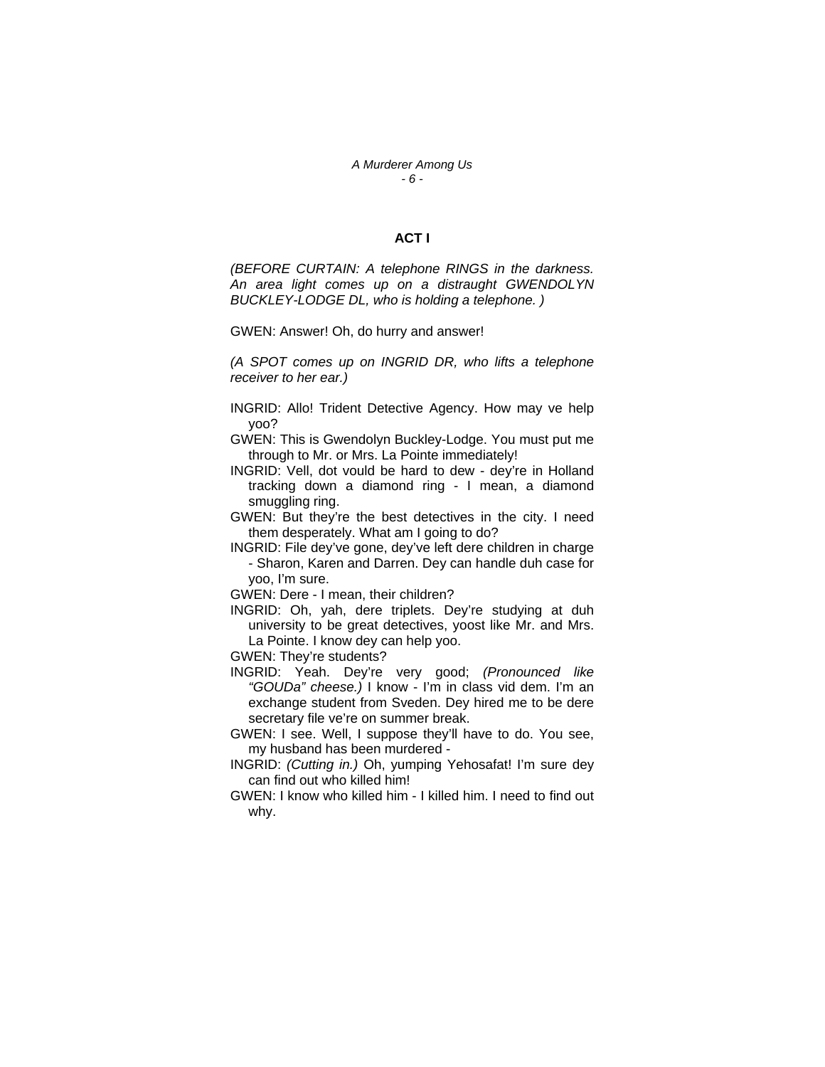## ACT I

*(BEFORE CURTAIN: A telephone RINGS in the darkness. An area light comes up on a distraught GWENDOLYN BUCKLEY-LODGE DL, who is holding a telephone. )*

GWEN: Answer! Oh, do hurry and answer!

*(A SPOT comes up on INGRID DR, who lifts a telephone receiver to her ear.)*

INGRID: Allo! Trident Detective Agency. How may ve help yoo?

GWEN: This is Gwendolyn Buckley-Lodge. You must put me through to Mr. or Mrs. La Pointe immediately!

INGRID: Vell, dot vould be hard to dew - dey're in Holland tracking down a diamond ring - I mean, a diamond smuggling ring.

GWEN: But they're the best detectives in the city. I need them desperately. What am I going to do?

INGRID: File dey've gone, dey've left dere children in charge - Sharon, Karen and Darren. Dey can handle duh case for yoo, I'm sure.

GWEN: Dere - I mean, their children?

INGRID: Oh, yah, dere triplets. Dey're studying at duh university to be great detectives, yoost like Mr. and Mrs. La Pointe. I know dey can help yoo.

GWEN: They're students?

INGRID: Yeah. Dey're very good; *(Pronounced like "GOUDa" cheese.)* I know - I'm in class vid dem. I'm an exchange student from Sveden. Dey hired me to be dere secretary file ve're on summer break.

GWEN: I see. Well, I suppose they'll have to do. You see, my husband has been murdered -

INGRID: *(Cutting in.)* Oh, yumping Yehosafat! I'm sure dey can find out who killed him!

GWEN: I know who killed him - I killed him. I need to find out why.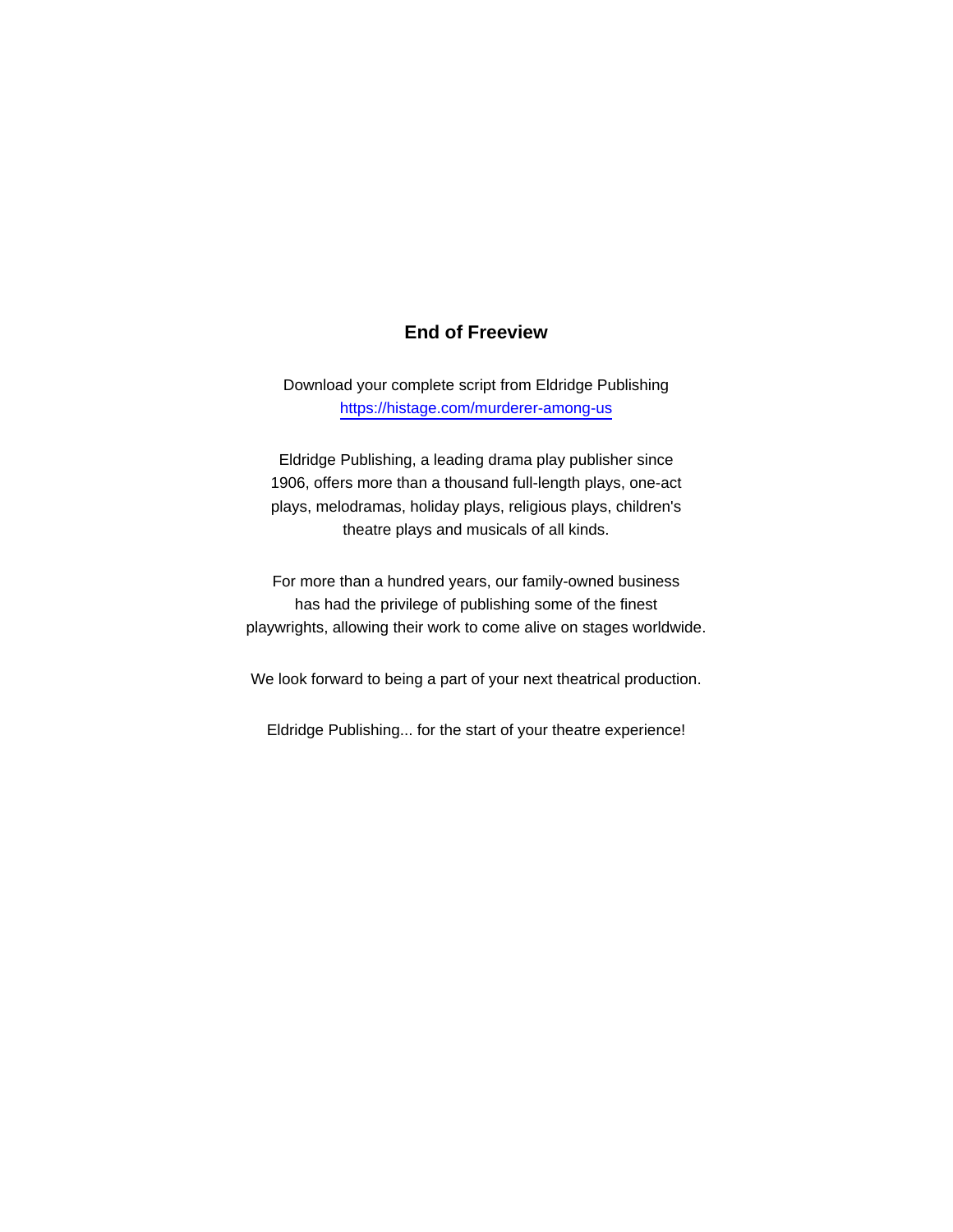**End of Freeview**

Download your complete script from Eldridge Publishing
https://histage.com/murderer-among-us

Eldridge Publishing, a leading drama play publisher since 1906, offers more than a thousand full-length plays, one-act plays, melodramas, holiday plays, religious plays, children's theatre plays and musicals of all kinds.

For more than a hundred years, our family-owned business has had the privilege of publishing some of the finest playwrights, allowing their work to come alive on stages worldwide.

We look forward to being a part of your next theatrical production.

Eldridge Publishing... for the start of your theatre experience!